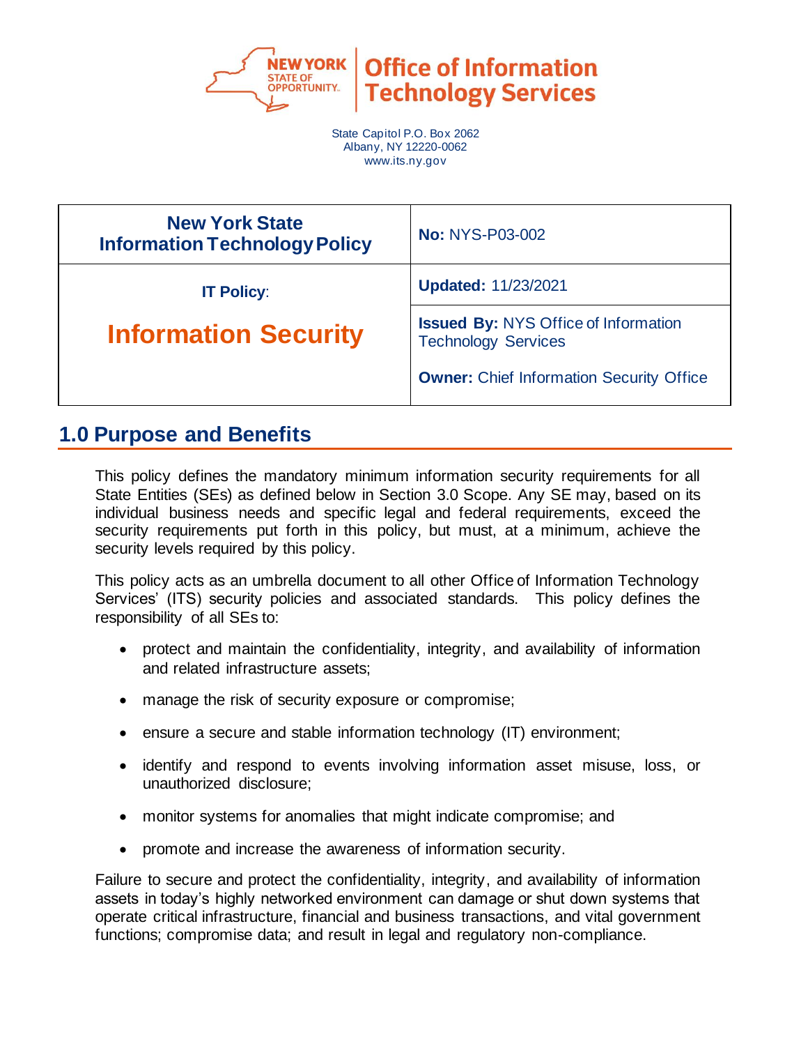New York State Office of Information Technology Services

State Capitol P.O. Box 2062
Albany, NY 12220-0062
www.its.ny.gov

| New York State Information Technology Policy | No: NYS-P03-002 |
| --- | --- |
| IT Policy: **Information Security** | **Updated:** 11/23/2021 |
| | **Issued By:** NYS Office of Information Technology Services<br><br>**Owner:** Chief Information Security Office |

## 1.0 Purpose and Benefits

This policy defines the mandatory minimum information security requirements for all State Entities (SEs) as defined below in Section 3.0 Scope. Any SE may, based on its individual business needs and specific legal and federal requirements, exceed the security requirements put forth in this policy, but must, at a minimum, achieve the security levels required by this policy.

This policy acts as an umbrella document to all other Office of Information Technology Services' (ITS) security policies and associated standards. This policy defines the responsibility of all SEs to:

- protect and maintain the confidentiality, integrity, and availability of information and related infrastructure assets;
- manage the risk of security exposure or compromise;
- ensure a secure and stable information technology (IT) environment;
- identify and respond to events involving information asset misuse, loss, or unauthorized disclosure;
- monitor systems for anomalies that might indicate compromise; and
- promote and increase the awareness of information security.

Failure to secure and protect the confidentiality, integrity, and availability of information assets in today's highly networked environment can damage or shut down systems that operate critical infrastructure, financial and business transactions, and vital government functions; compromise data; and result in legal and regulatory non-compliance.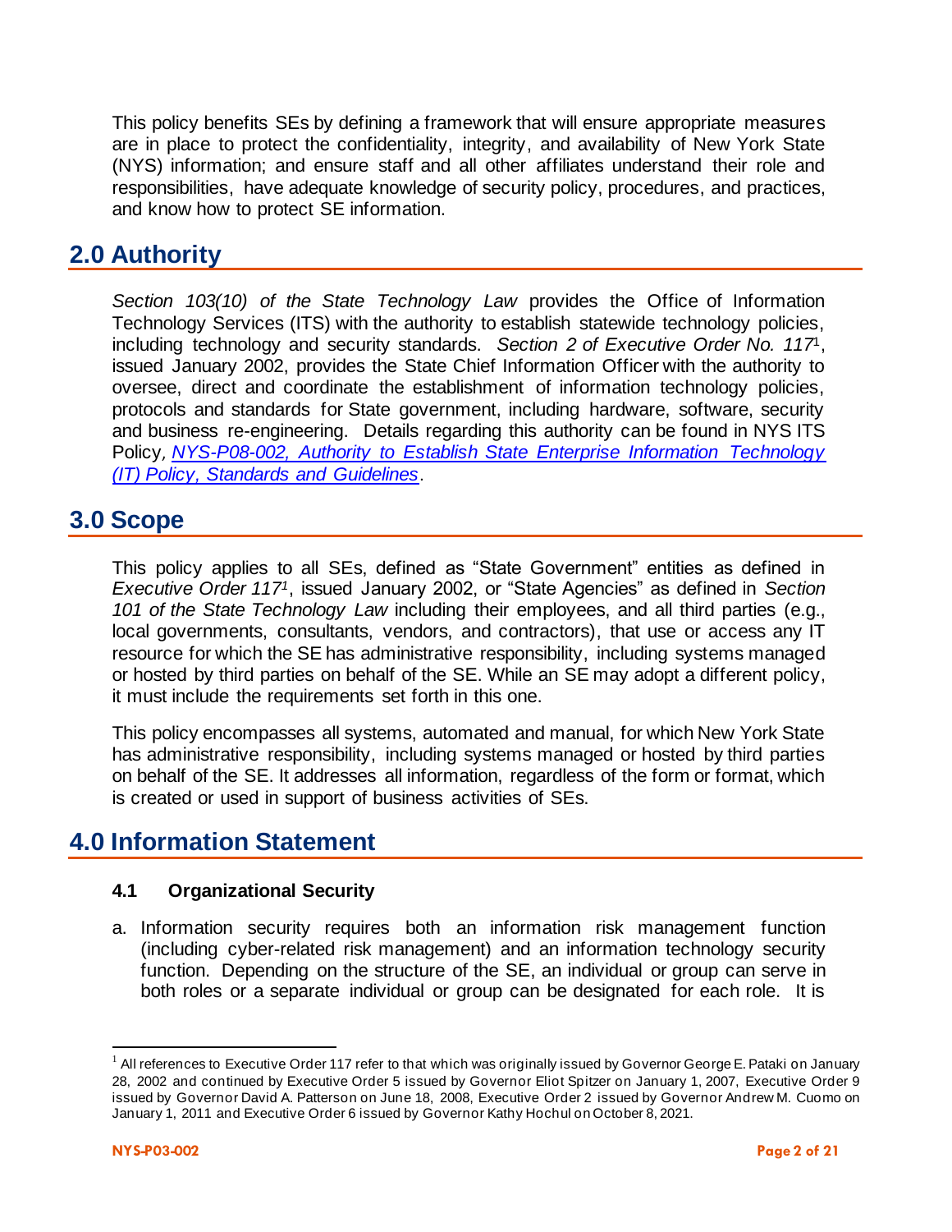This policy benefits SEs by defining a framework that will ensure appropriate measures are in place to protect the confidentiality, integrity, and availability of New York State (NYS) information; and ensure staff and all other affiliates understand their role and responsibilities, have adequate knowledge of security policy, procedures, and practices, and know how to protect SE information.

## 2.0 Authority

*Section 103(10) of the State Technology Law* provides the Office of Information Technology Services (ITS) with the authority to establish statewide technology policies, including technology and security standards. *Section 2 of Executive Order No. 117*[1], issued January 2002, provides the State Chief Information Officer with the authority to oversee, direct and coordinate the establishment of information technology policies, protocols and standards for State government, including hardware, software, security and business re-engineering. Details regarding this authority can be found in NYS ITS Policy, *NYS-P08-002, Authority to Establish State Enterprise Information Technology (IT) Policy, Standards and Guidelines*.

## 3.0 Scope

This policy applies to all SEs, defined as "State Government" entities as defined in *Executive Order 117*[1], issued January 2002, or "State Agencies" as defined in *Section 101 of the State Technology Law* including their employees, and all third parties (e.g., local governments, consultants, vendors, and contractors), that use or access any IT resource for which the SE has administrative responsibility, including systems managed or hosted by third parties on behalf of the SE. While an SE may adopt a different policy, it must include the requirements set forth in this one.

This policy encompasses all systems, automated and manual, for which New York State has administrative responsibility, including systems managed or hosted by third parties on behalf of the SE. It addresses all information, regardless of the form or format, which is created or used in support of business activities of SEs.

## 4.0 Information Statement

### 4.1 Organizational Security

a. Information security requires both an information risk management function (including cyber-related risk management) and an information technology security function. Depending on the structure of the SE, an individual or group can serve in both roles or a separate individual or group can be designated for each role. It is

[1] All references to Executive Order 117 refer to that which was originally issued by Governor George E. Pataki on January 28, 2002 and continued by Executive Order 5 issued by Governor Eliot Spitzer on January 1, 2007, Executive Order 9 issued by Governor David A. Patterson on June 18, 2008, Executive Order 2 issued by Governor Andrew M. Cuomo on January 1, 2011 and Executive Order 6 issued by Governor Kathy Hochul on October 8, 2021.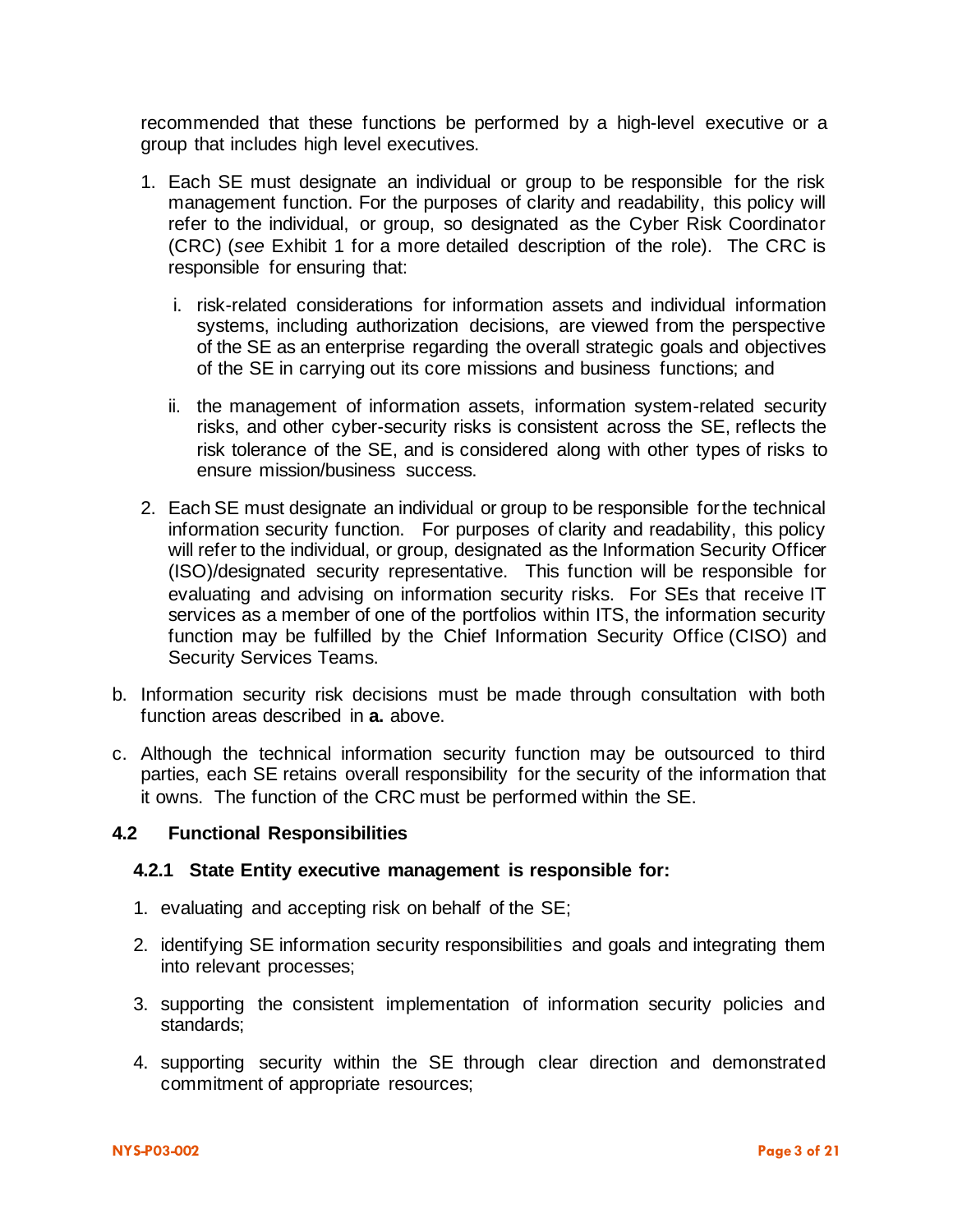recommended that these functions be performed by a high-level executive or a group that includes high level executives.

1. Each SE must designate an individual or group to be responsible for the risk management function. For the purposes of clarity and readability, this policy will refer to the individual, or group, so designated as the Cyber Risk Coordinator (CRC) (*see* Exhibit 1 for a more detailed description of the role). The CRC is responsible for ensuring that:

   i. risk-related considerations for information assets and individual information systems, including authorization decisions, are viewed from the perspective of the SE as an enterprise regarding the overall strategic goals and objectives of the SE in carrying out its core missions and business functions; and

   ii. the management of information assets, information system-related security risks, and other cyber-security risks is consistent across the SE, reflects the risk tolerance of the SE, and is considered along with other types of risks to ensure mission/business success.

2. Each SE must designate an individual or group to be responsible for the technical information security function. For purposes of clarity and readability, this policy will refer to the individual, or group, designated as the Information Security Officer (ISO)/designated security representative. This function will be responsible for evaluating and advising on information security risks. For SEs that receive IT services as a member of one of the portfolios within ITS, the information security function may be fulfilled by the Chief Information Security Office (CISO) and Security Services Teams.

b. Information security risk decisions must be made through consultation with both function areas described in **a.** above.

c. Although the technical information security function may be outsourced to third parties, each SE retains overall responsibility for the security of the information that it owns. The function of the CRC must be performed within the SE.

### 4.2 Functional Responsibilities

#### 4.2.1 State Entity executive management is responsible for:

1. evaluating and accepting risk on behalf of the SE;

2. identifying SE information security responsibilities and goals and integrating them into relevant processes;

3. supporting the consistent implementation of information security policies and standards;

4. supporting security within the SE through clear direction and demonstrated commitment of appropriate resources;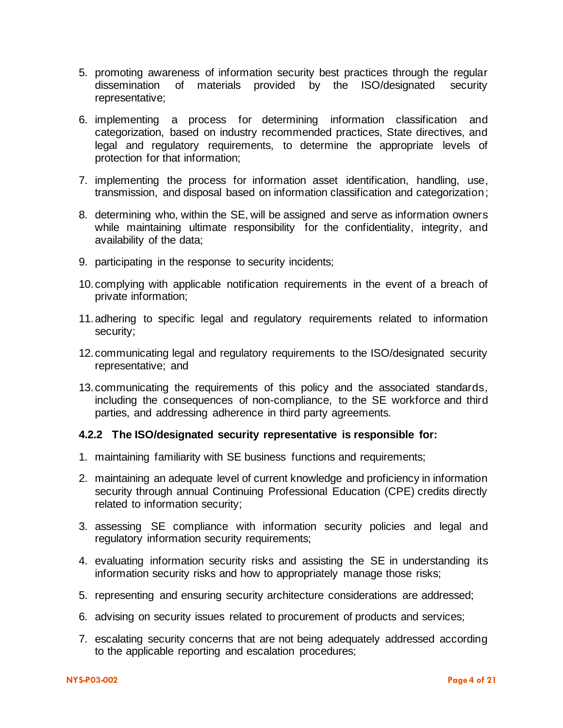5. promoting awareness of information security best practices through the regular dissemination of materials provided by the ISO/designated security representative;

6. implementing a process for determining information classification and categorization, based on industry recommended practices, State directives, and legal and regulatory requirements, to determine the appropriate levels of protection for that information;

7. implementing the process for information asset identification, handling, use, transmission, and disposal based on information classification and categorization;

8. determining who, within the SE, will be assigned and serve as information owners while maintaining ultimate responsibility for the confidentiality, integrity, and availability of the data;

9. participating in the response to security incidents;

10. complying with applicable notification requirements in the event of a breach of private information;

11. adhering to specific legal and regulatory requirements related to information security;

12. communicating legal and regulatory requirements to the ISO/designated security representative; and

13. communicating the requirements of this policy and the associated standards, including the consequences of non-compliance, to the SE workforce and third parties, and addressing adherence in third party agreements.

#### 4.2.2 The ISO/designated security representative is responsible for:

1. maintaining familiarity with SE business functions and requirements;

2. maintaining an adequate level of current knowledge and proficiency in information security through annual Continuing Professional Education (CPE) credits directly related to information security;

3. assessing SE compliance with information security policies and legal and regulatory information security requirements;

4. evaluating information security risks and assisting the SE in understanding its information security risks and how to appropriately manage those risks;

5. representing and ensuring security architecture considerations are addressed;

6. advising on security issues related to procurement of products and services;

7. escalating security concerns that are not being adequately addressed according to the applicable reporting and escalation procedures;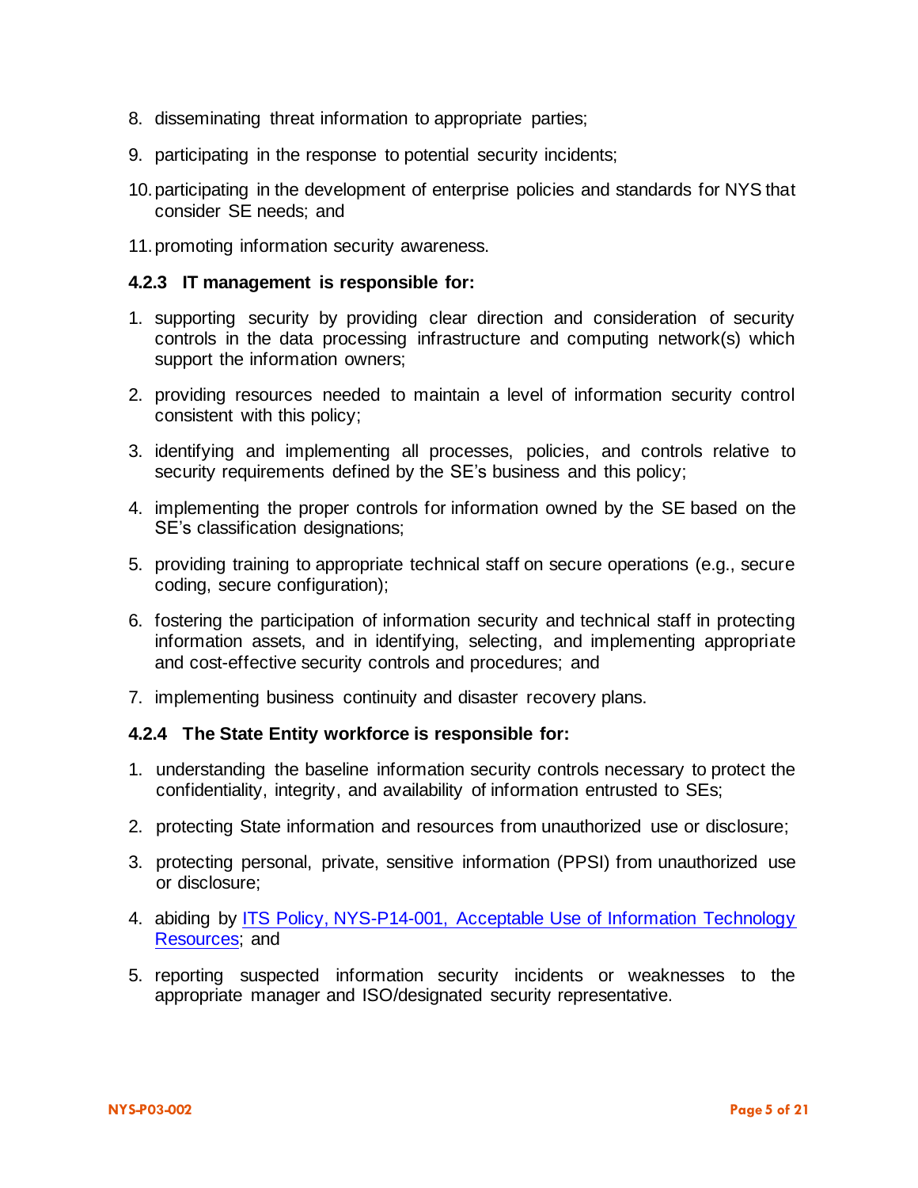8. disseminating threat information to appropriate parties;
9. participating in the response to potential security incidents;
10. participating in the development of enterprise policies and standards for NYS that consider SE needs; and
11. promoting information security awareness.

#### 4.2.3 IT management is responsible for:

1. supporting security by providing clear direction and consideration of security controls in the data processing infrastructure and computing network(s) which support the information owners;
2. providing resources needed to maintain a level of information security control consistent with this policy;
3. identifying and implementing all processes, policies, and controls relative to security requirements defined by the SE's business and this policy;
4. implementing the proper controls for information owned by the SE based on the SE's classification designations;
5. providing training to appropriate technical staff on secure operations (e.g., secure coding, secure configuration);
6. fostering the participation of information security and technical staff in protecting information assets, and in identifying, selecting, and implementing appropriate and cost-effective security controls and procedures; and
7. implementing business continuity and disaster recovery plans.

#### 4.2.4 The State Entity workforce is responsible for:

1. understanding the baseline information security controls necessary to protect the confidentiality, integrity, and availability of information entrusted to SEs;
2. protecting State information and resources from unauthorized use or disclosure;
3. protecting personal, private, sensitive information (PPSI) from unauthorized use or disclosure;
4. abiding by ITS Policy, NYS-P14-001, Acceptable Use of Information Technology Resources; and
5. reporting suspected information security incidents or weaknesses to the appropriate manager and ISO/designated security representative.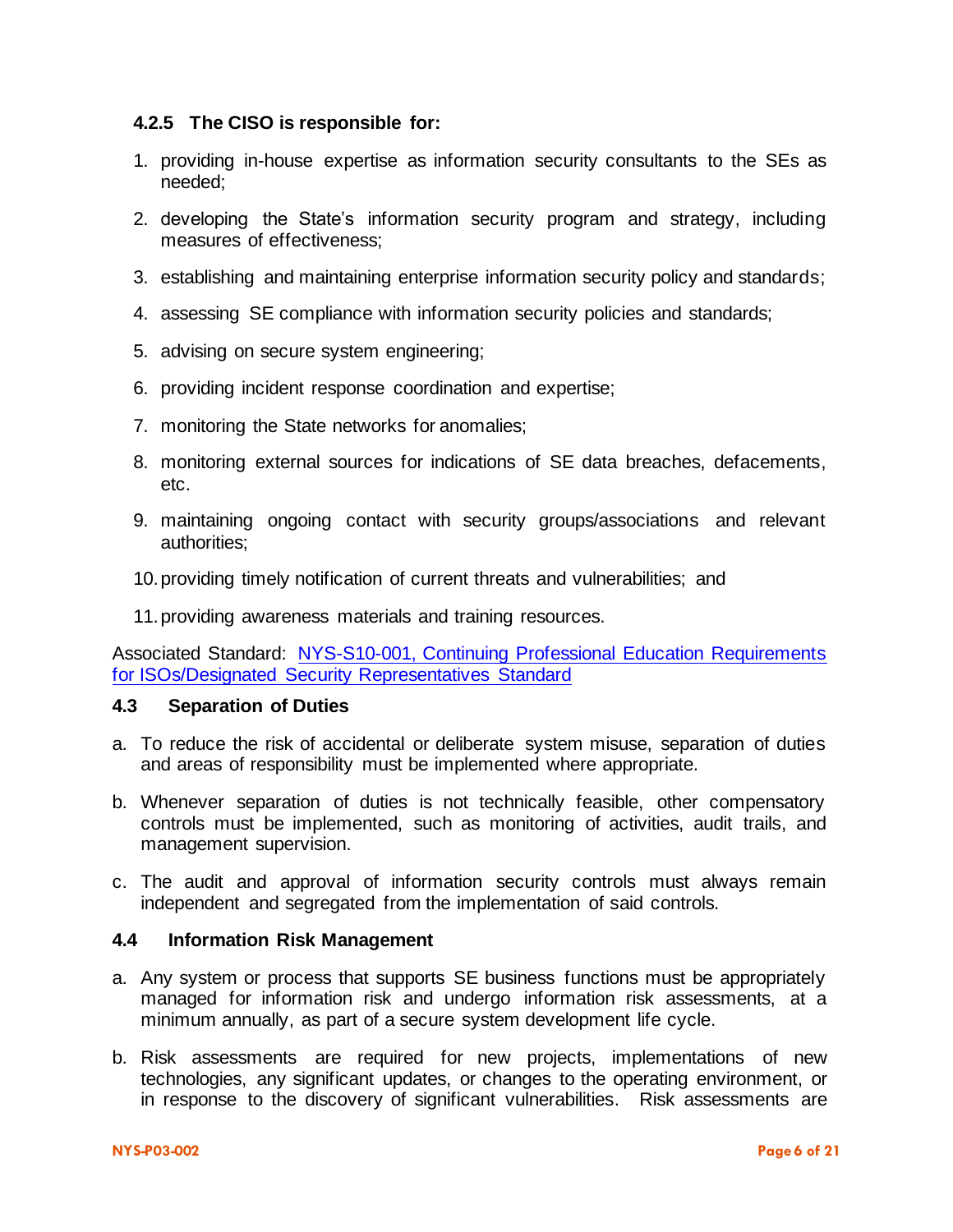#### 4.2.5 The CISO is responsible for:

1. providing in-house expertise as information security consultants to the SEs as needed;
2. developing the State's information security program and strategy, including measures of effectiveness;
3. establishing and maintaining enterprise information security policy and standards;
4. assessing SE compliance with information security policies and standards;
5. advising on secure system engineering;
6. providing incident response coordination and expertise;
7. monitoring the State networks for anomalies;
8. monitoring external sources for indications of SE data breaches, defacements, etc.
9. maintaining ongoing contact with security groups/associations and relevant authorities;
10. providing timely notification of current threats and vulnerabilities; and
11. providing awareness materials and training resources.

Associated Standard: NYS-S10-001, Continuing Professional Education Requirements for ISOs/Designated Security Representatives Standard

### 4.3 Separation of Duties

a. To reduce the risk of accidental or deliberate system misuse, separation of duties and areas of responsibility must be implemented where appropriate.

b. Whenever separation of duties is not technically feasible, other compensatory controls must be implemented, such as monitoring of activities, audit trails, and management supervision.

c. The audit and approval of information security controls must always remain independent and segregated from the implementation of said controls.

### 4.4 Information Risk Management

a. Any system or process that supports SE business functions must be appropriately managed for information risk and undergo information risk assessments, at a minimum annually, as part of a secure system development life cycle.

b. Risk assessments are required for new projects, implementations of new technologies, any significant updates, or changes to the operating environment, or in response to the discovery of significant vulnerabilities. Risk assessments are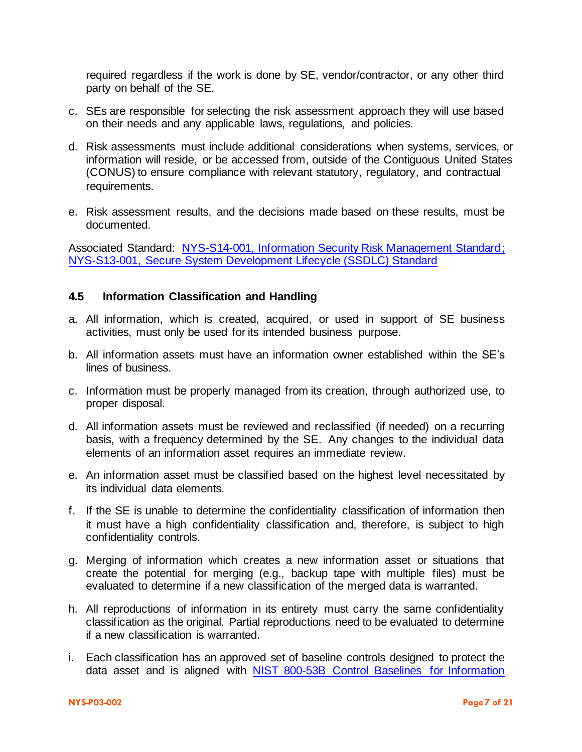required regardless if the work is done by SE, vendor/contractor, or any other third party on behalf of the SE.

c. SEs are responsible for selecting the risk assessment approach they will use based on their needs and any applicable laws, regulations, and policies.

d. Risk assessments must include additional considerations when systems, services, or information will reside, or be accessed from, outside of the Contiguous United States (CONUS) to ensure compliance with relevant statutory, regulatory, and contractual requirements.

e. Risk assessment results, and the decisions made based on these results, must be documented.

Associated Standard: [NYS-S14-001, Information Security Risk Management Standard](); [NYS-S13-001, Secure System Development Lifecycle (SSDLC) Standard]()

### 4.5 Information Classification and Handling

a. All information, which is created, acquired, or used in support of SE business activities, must only be used for its intended business purpose.

b. All information assets must have an information owner established within the SE's lines of business.

c. Information must be properly managed from its creation, through authorized use, to proper disposal.

d. All information assets must be reviewed and reclassified (if needed) on a recurring basis, with a frequency determined by the SE. Any changes to the individual data elements of an information asset requires an immediate review.

e. An information asset must be classified based on the highest level necessitated by its individual data elements.

f. If the SE is unable to determine the confidentiality classification of information then it must have a high confidentiality classification and, therefore, is subject to high confidentiality controls.

g. Merging of information which creates a new information asset or situations that create the potential for merging (e.g., backup tape with multiple files) must be evaluated to determine if a new classification of the merged data is warranted.

h. All reproductions of information in its entirety must carry the same confidentiality classification as the original. Partial reproductions need to be evaluated to determine if a new classification is warranted.

i. Each classification has an approved set of baseline controls designed to protect the data asset and is aligned with [NIST 800-53B Control Baselines for Information]()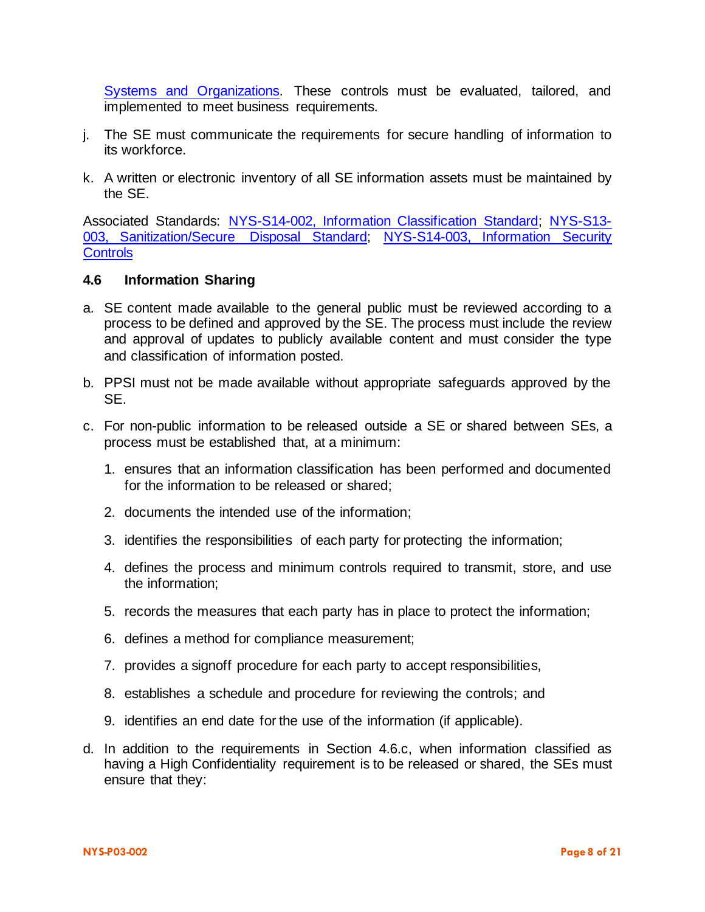Systems and Organizations. These controls must be evaluated, tailored, and implemented to meet business requirements.

j. The SE must communicate the requirements for secure handling of information to its workforce.

k. A written or electronic inventory of all SE information assets must be maintained by the SE.

Associated Standards: NYS-S14-002, Information Classification Standard; NYS-S13-003, Sanitization/Secure Disposal Standard; NYS-S14-003, Information Security Controls

### 4.6 Information Sharing

a. SE content made available to the general public must be reviewed according to a process to be defined and approved by the SE. The process must include the review and approval of updates to publicly available content and must consider the type and classification of information posted.

b. PPSI must not be made available without appropriate safeguards approved by the SE.

c. For non-public information to be released outside a SE or shared between SEs, a process must be established that, at a minimum:

   1. ensures that an information classification has been performed and documented for the information to be released or shared;

   2. documents the intended use of the information;

   3. identifies the responsibilities of each party for protecting the information;

   4. defines the process and minimum controls required to transmit, store, and use the information;

   5. records the measures that each party has in place to protect the information;

   6. defines a method for compliance measurement;

   7. provides a signoff procedure for each party to accept responsibilities,

   8. establishes a schedule and procedure for reviewing the controls; and

   9. identifies an end date for the use of the information (if applicable).

d. In addition to the requirements in Section 4.6.c, when information classified as having a High Confidentiality requirement is to be released or shared, the SEs must ensure that they: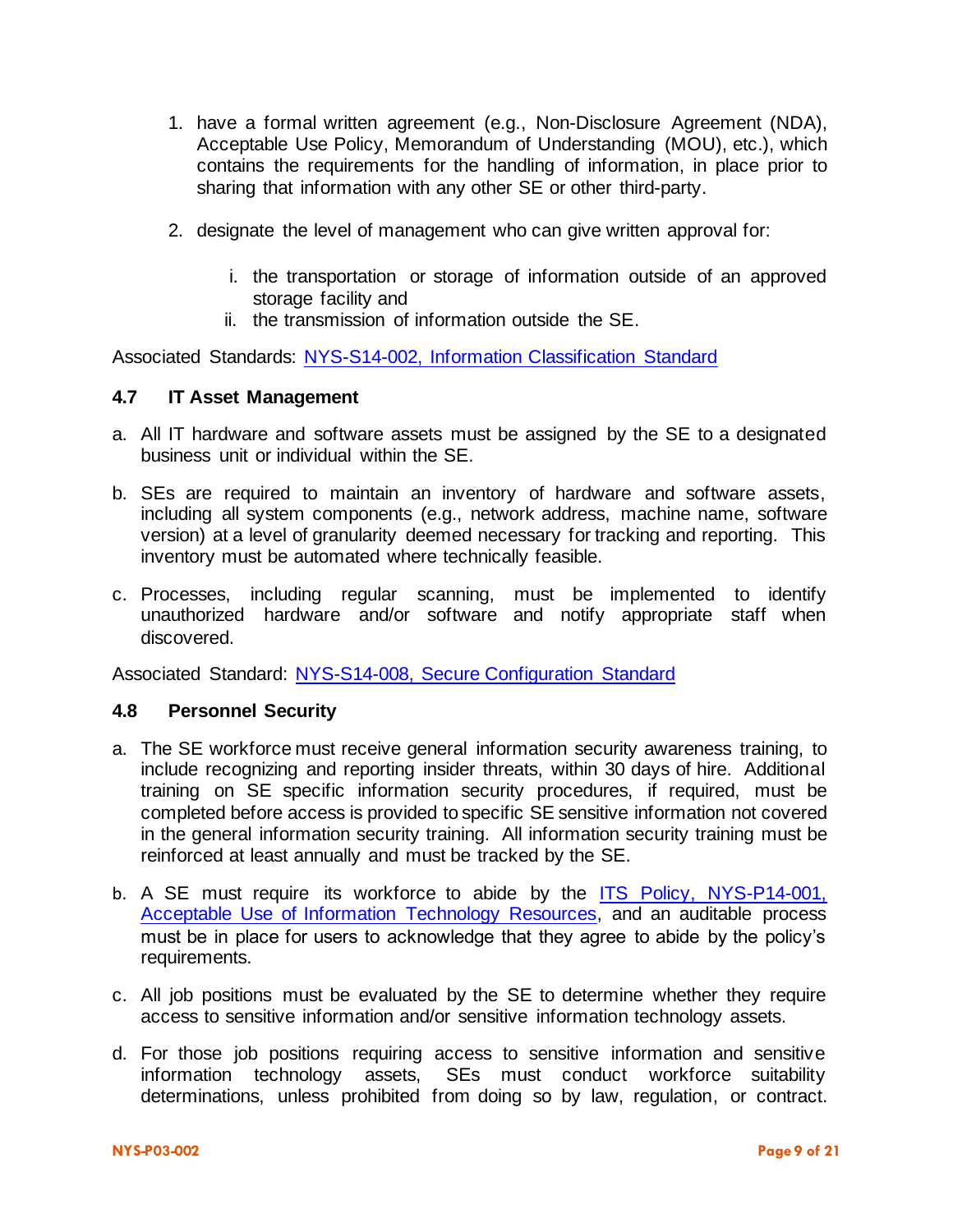1. have a formal written agreement (e.g., Non-Disclosure Agreement (NDA), Acceptable Use Policy, Memorandum of Understanding (MOU), etc.), which contains the requirements for the handling of information, in place prior to sharing that information with any other SE or other third-party.

2. designate the level of management who can give written approval for:

   i. the transportation or storage of information outside of an approved storage facility and
   ii. the transmission of information outside the SE.

Associated Standards: [NYS-S14-002, Information Classification Standard]

### 4.7 IT Asset Management

a. All IT hardware and software assets must be assigned by the SE to a designated business unit or individual within the SE.

b. SEs are required to maintain an inventory of hardware and software assets, including all system components (e.g., network address, machine name, software version) at a level of granularity deemed necessary for tracking and reporting. This inventory must be automated where technically feasible.

c. Processes, including regular scanning, must be implemented to identify unauthorized hardware and/or software and notify appropriate staff when discovered.

Associated Standard: [NYS-S14-008, Secure Configuration Standard]

### 4.8 Personnel Security

a. The SE workforce must receive general information security awareness training, to include recognizing and reporting insider threats, within 30 days of hire. Additional training on SE specific information security procedures, if required, must be completed before access is provided to specific SE sensitive information not covered in the general information security training. All information security training must be reinforced at least annually and must be tracked by the SE.

b. A SE must require its workforce to abide by the [ITS Policy, NYS-P14-001, Acceptable Use of Information Technology Resources], and an auditable process must be in place for users to acknowledge that they agree to abide by the policy's requirements.

c. All job positions must be evaluated by the SE to determine whether they require access to sensitive information and/or sensitive information technology assets.

d. For those job positions requiring access to sensitive information and sensitive information technology assets, SEs must conduct workforce suitability determinations, unless prohibited from doing so by law, regulation, or contract.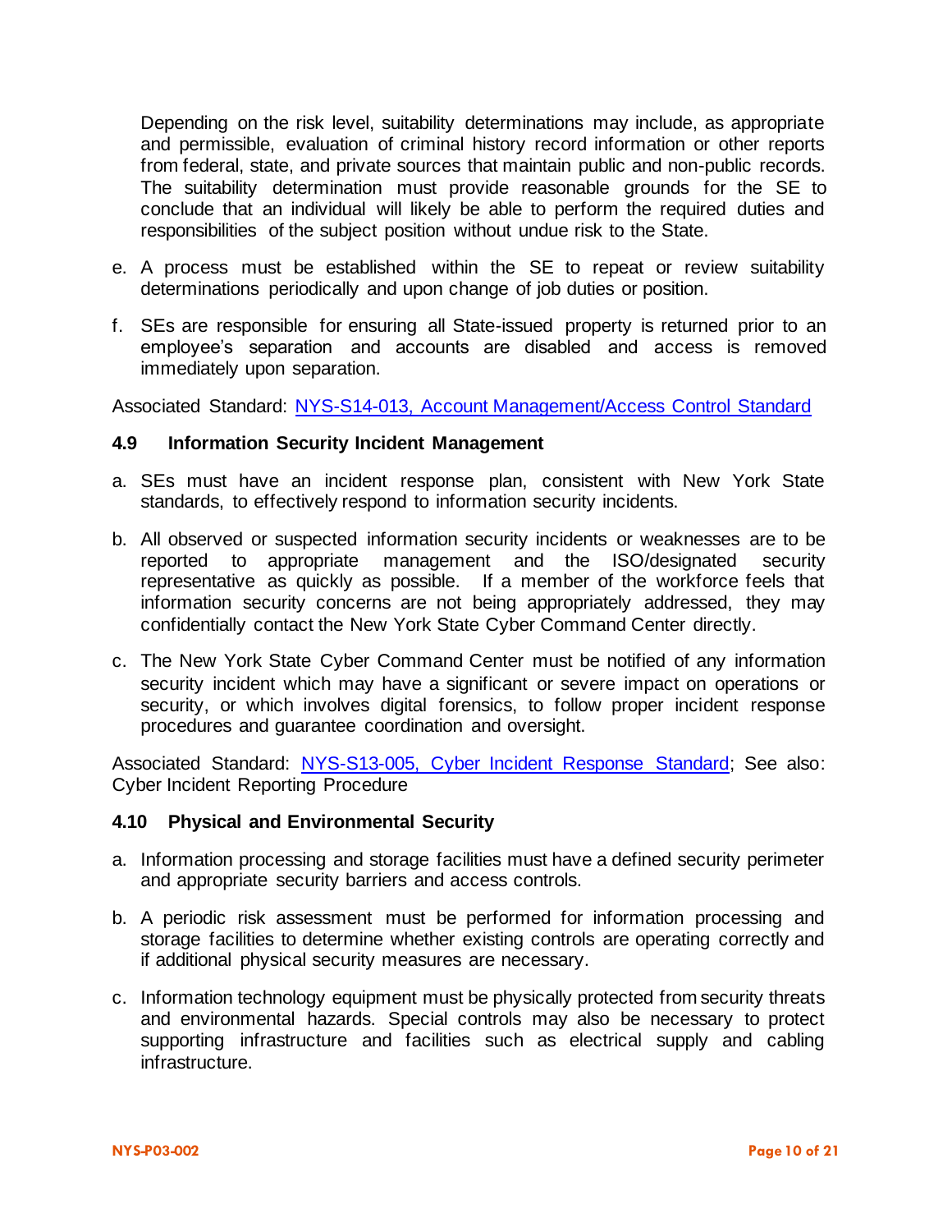Depending on the risk level, suitability determinations may include, as appropriate and permissible, evaluation of criminal history record information or other reports from federal, state, and private sources that maintain public and non-public records. The suitability determination must provide reasonable grounds for the SE to conclude that an individual will likely be able to perform the required duties and responsibilities of the subject position without undue risk to the State.

e. A process must be established within the SE to repeat or review suitability determinations periodically and upon change of job duties or position.

f. SEs are responsible for ensuring all State-issued property is returned prior to an employee's separation and accounts are disabled and access is removed immediately upon separation.

Associated Standard: [NYS-S14-013, Account Management/Access Control Standard]

### 4.9 Information Security Incident Management

a. SEs must have an incident response plan, consistent with New York State standards, to effectively respond to information security incidents.

b. All observed or suspected information security incidents or weaknesses are to be reported to appropriate management and the ISO/designated security representative as quickly as possible. If a member of the workforce feels that information security concerns are not being appropriately addressed, they may confidentially contact the New York State Cyber Command Center directly.

c. The New York State Cyber Command Center must be notified of any information security incident which may have a significant or severe impact on operations or security, or which involves digital forensics, to follow proper incident response procedures and guarantee coordination and oversight.

Associated Standard: [NYS-S13-005, Cyber Incident Response Standard]; See also: Cyber Incident Reporting Procedure

### 4.10 Physical and Environmental Security

a. Information processing and storage facilities must have a defined security perimeter and appropriate security barriers and access controls.

b. A periodic risk assessment must be performed for information processing and storage facilities to determine whether existing controls are operating correctly and if additional physical security measures are necessary.

c. Information technology equipment must be physically protected from security threats and environmental hazards. Special controls may also be necessary to protect supporting infrastructure and facilities such as electrical supply and cabling infrastructure.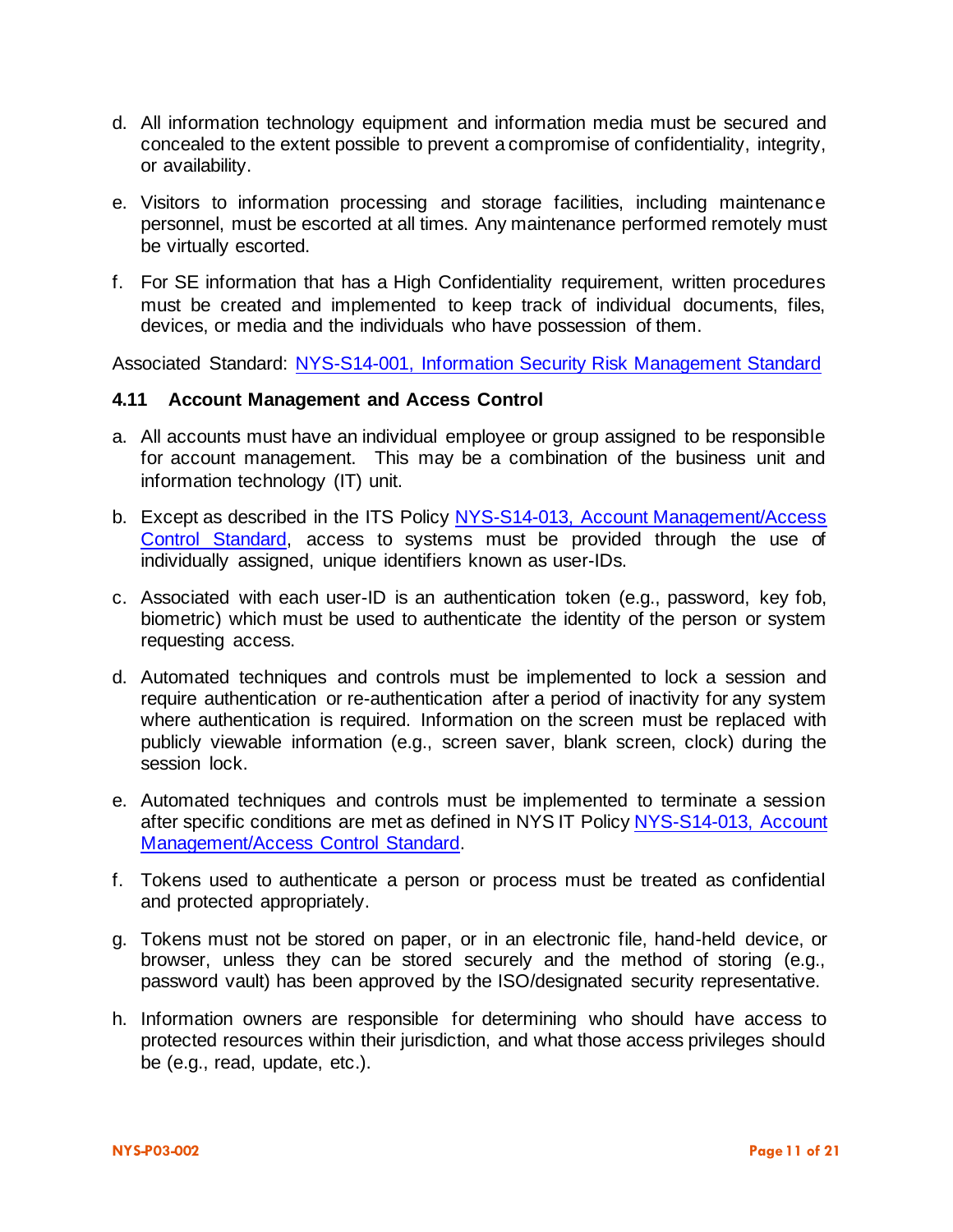d. All information technology equipment and information media must be secured and concealed to the extent possible to prevent a compromise of confidentiality, integrity, or availability.

e. Visitors to information processing and storage facilities, including maintenance personnel, must be escorted at all times. Any maintenance performed remotely must be virtually escorted.

f. For SE information that has a High Confidentiality requirement, written procedures must be created and implemented to keep track of individual documents, files, devices, or media and the individuals who have possession of them.

Associated Standard: [NYS-S14-001, Information Security Risk Management Standard]

### 4.11 Account Management and Access Control

a. All accounts must have an individual employee or group assigned to be responsible for account management. This may be a combination of the business unit and information technology (IT) unit.

b. Except as described in the ITS Policy [NYS-S14-013, Account Management/Access Control Standard], access to systems must be provided through the use of individually assigned, unique identifiers known as user-IDs.

c. Associated with each user-ID is an authentication token (e.g., password, key fob, biometric) which must be used to authenticate the identity of the person or system requesting access.

d. Automated techniques and controls must be implemented to lock a session and require authentication or re-authentication after a period of inactivity for any system where authentication is required. Information on the screen must be replaced with publicly viewable information (e.g., screen saver, blank screen, clock) during the session lock.

e. Automated techniques and controls must be implemented to terminate a session after specific conditions are met as defined in NYS IT Policy [NYS-S14-013, Account Management/Access Control Standard].

f. Tokens used to authenticate a person or process must be treated as confidential and protected appropriately.

g. Tokens must not be stored on paper, or in an electronic file, hand-held device, or browser, unless they can be stored securely and the method of storing (e.g., password vault) has been approved by the ISO/designated security representative.

h. Information owners are responsible for determining who should have access to protected resources within their jurisdiction, and what those access privileges should be (e.g., read, update, etc.).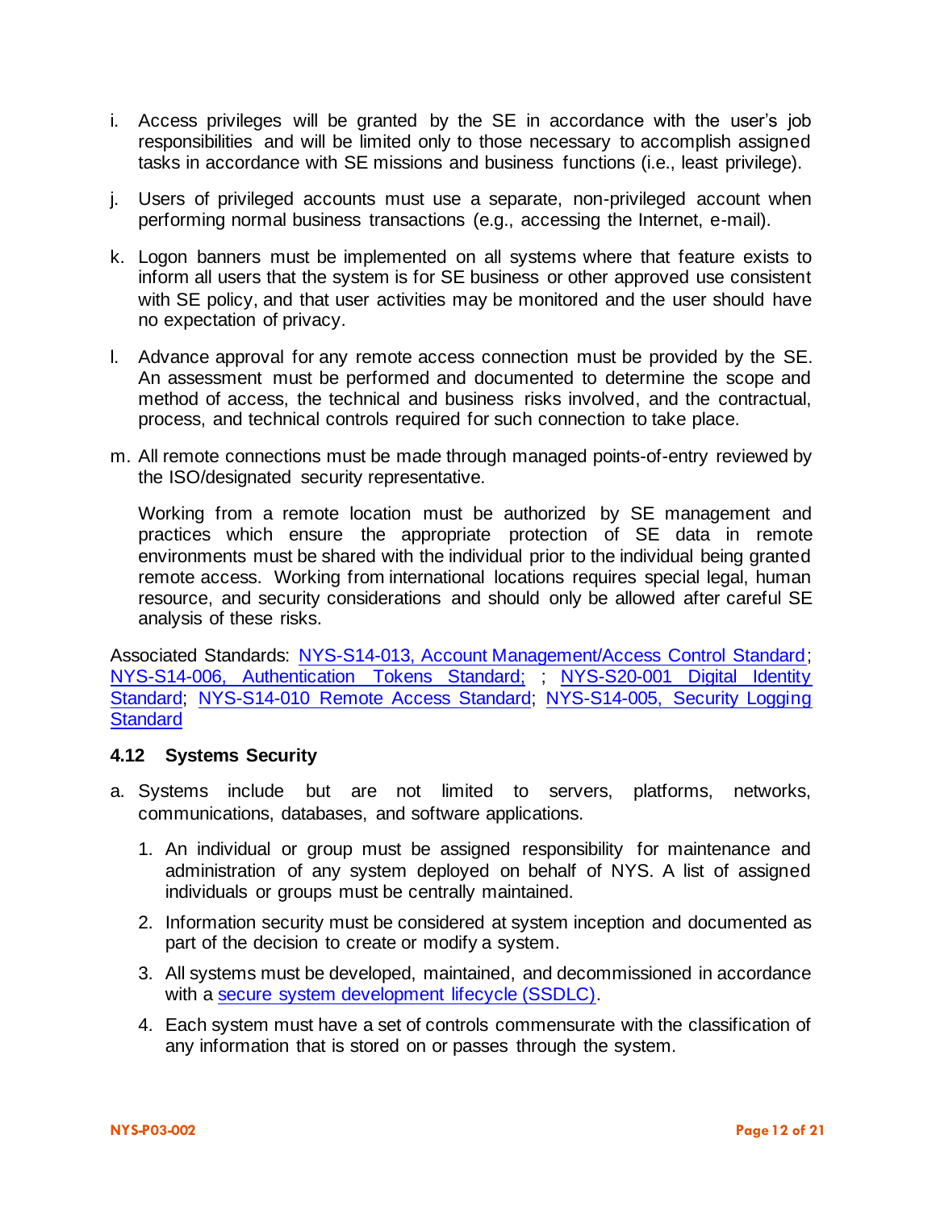i. Access privileges will be granted by the SE in accordance with the user's job responsibilities and will be limited only to those necessary to accomplish assigned tasks in accordance with SE missions and business functions (i.e., least privilege).

j. Users of privileged accounts must use a separate, non-privileged account when performing normal business transactions (e.g., accessing the Internet, e-mail).

k. Logon banners must be implemented on all systems where that feature exists to inform all users that the system is for SE business or other approved use consistent with SE policy, and that user activities may be monitored and the user should have no expectation of privacy.

l. Advance approval for any remote access connection must be provided by the SE. An assessment must be performed and documented to determine the scope and method of access, the technical and business risks involved, and the contractual, process, and technical controls required for such connection to take place.

m. All remote connections must be made through managed points-of-entry reviewed by the ISO/designated security representative.

   Working from a remote location must be authorized by SE management and practices which ensure the appropriate protection of SE data in remote environments must be shared with the individual prior to the individual being granted remote access. Working from international locations requires special legal, human resource, and security considerations and should only be allowed after careful SE analysis of these risks.

Associated Standards: NYS-S14-013, Account Management/Access Control Standard; NYS-S14-006, Authentication Tokens Standard; ; NYS-S20-001 Digital Identity Standard; NYS-S14-010 Remote Access Standard; NYS-S14-005, Security Logging Standard

### 4.12 Systems Security

a. Systems include but are not limited to servers, platforms, networks, communications, databases, and software applications.

   1. An individual or group must be assigned responsibility for maintenance and administration of any system deployed on behalf of NYS. A list of assigned individuals or groups must be centrally maintained.

   2. Information security must be considered at system inception and documented as part of the decision to create or modify a system.

   3. All systems must be developed, maintained, and decommissioned in accordance with a secure system development lifecycle (SSDLC).

   4. Each system must have a set of controls commensurate with the classification of any information that is stored on or passes through the system.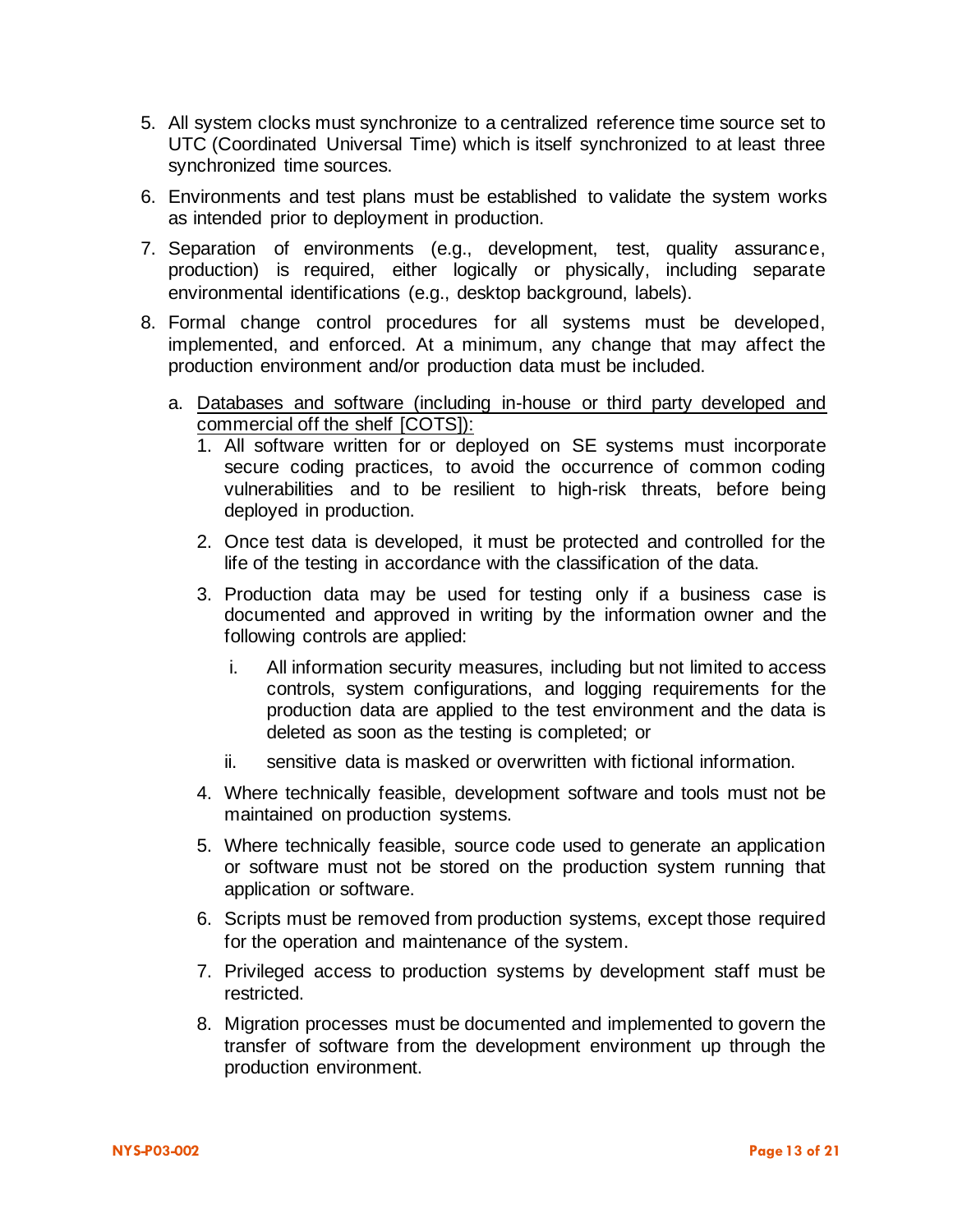5. All system clocks must synchronize to a centralized reference time source set to UTC (Coordinated Universal Time) which is itself synchronized to at least three synchronized time sources.

6. Environments and test plans must be established to validate the system works as intended prior to deployment in production.

7. Separation of environments (e.g., development, test, quality assurance, production) is required, either logically or physically, including separate environmental identifications (e.g., desktop background, labels).

8. Formal change control procedures for all systems must be developed, implemented, and enforced. At a minimum, any change that may affect the production environment and/or production data must be included.

   a. <u>Databases and software (including in-house or third party developed and commercial off the shelf [COTS]):</u>

      1. All software written for or deployed on SE systems must incorporate secure coding practices, to avoid the occurrence of common coding vulnerabilities and to be resilient to high-risk threats, before being deployed in production.

      2. Once test data is developed, it must be protected and controlled for the life of the testing in accordance with the classification of the data.

      3. Production data may be used for testing only if a business case is documented and approved in writing by the information owner and the following controls are applied:

         i. All information security measures, including but not limited to access controls, system configurations, and logging requirements for the production data are applied to the test environment and the data is deleted as soon as the testing is completed; or

         ii. sensitive data is masked or overwritten with fictional information.

      4. Where technically feasible, development software and tools must not be maintained on production systems.

      5. Where technically feasible, source code used to generate an application or software must not be stored on the production system running that application or software.

      6. Scripts must be removed from production systems, except those required for the operation and maintenance of the system.

      7. Privileged access to production systems by development staff must be restricted.

      8. Migration processes must be documented and implemented to govern the transfer of software from the development environment up through the production environment.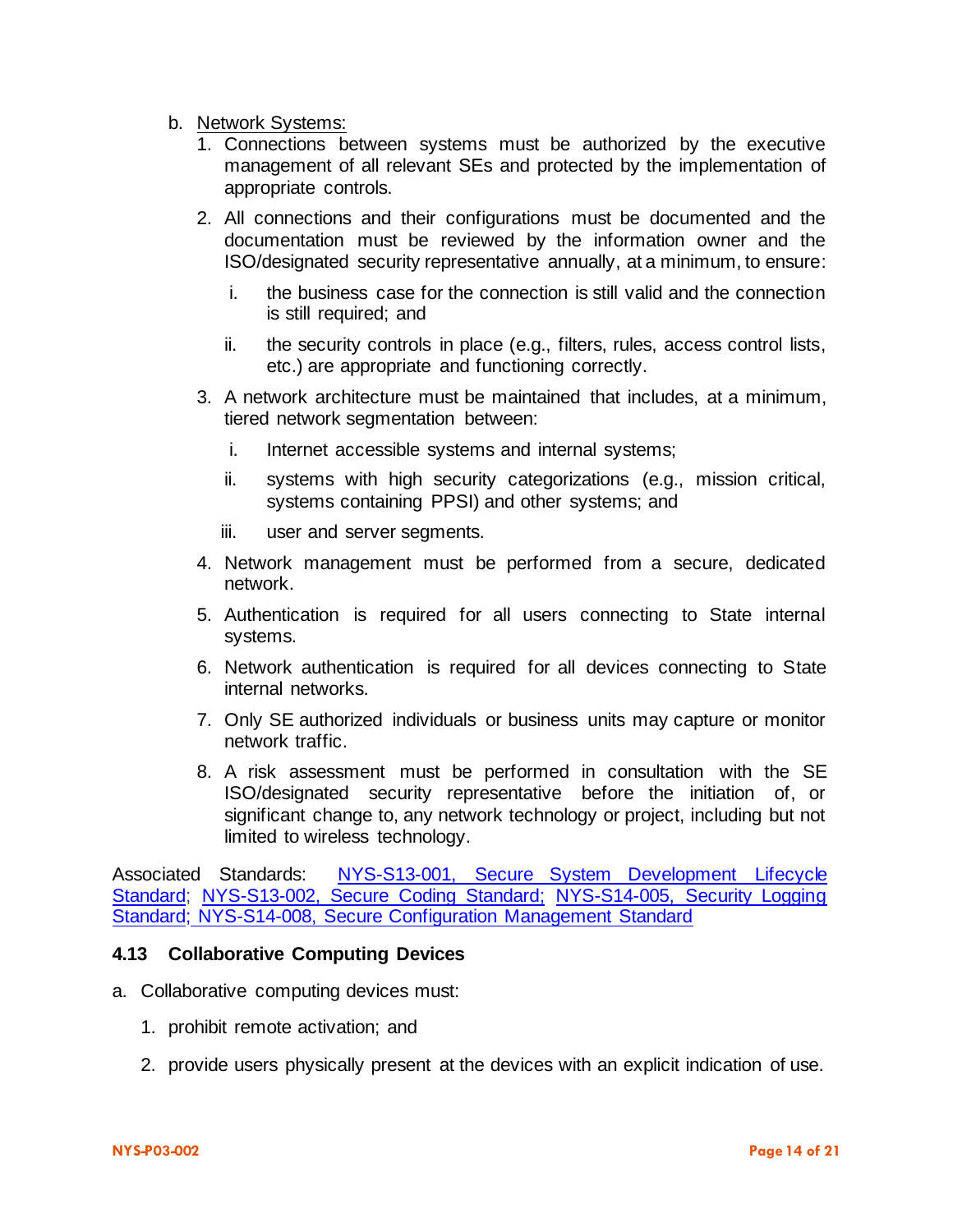b. Network Systems:

   1. Connections between systems must be authorized by the executive management of all relevant SEs and protected by the implementation of appropriate controls.

   2. All connections and their configurations must be documented and the documentation must be reviewed by the information owner and the ISO/designated security representative annually, at a minimum, to ensure:

      i. the business case for the connection is still valid and the connection is still required; and

      ii. the security controls in place (e.g., filters, rules, access control lists, etc.) are appropriate and functioning correctly.

   3. A network architecture must be maintained that includes, at a minimum, tiered network segmentation between:

      i. Internet accessible systems and internal systems;

      ii. systems with high security categorizations (e.g., mission critical, systems containing PPSI) and other systems; and

      iii. user and server segments.

   4. Network management must be performed from a secure, dedicated network.

   5. Authentication is required for all users connecting to State internal systems.

   6. Network authentication is required for all devices connecting to State internal networks.

   7. Only SE authorized individuals or business units may capture or monitor network traffic.

   8. A risk assessment must be performed in consultation with the SE ISO/designated security representative before the initiation of, or significant change to, any network technology or project, including but not limited to wireless technology.

Associated Standards: NYS-S13-001, Secure System Development Lifecycle Standard; NYS-S13-002, Secure Coding Standard; NYS-S14-005, Security Logging Standard; NYS-S14-008, Secure Configuration Management Standard

### 4.13 Collaborative Computing Devices

a. Collaborative computing devices must:

   1. prohibit remote activation; and

   2. provide users physically present at the devices with an explicit indication of use.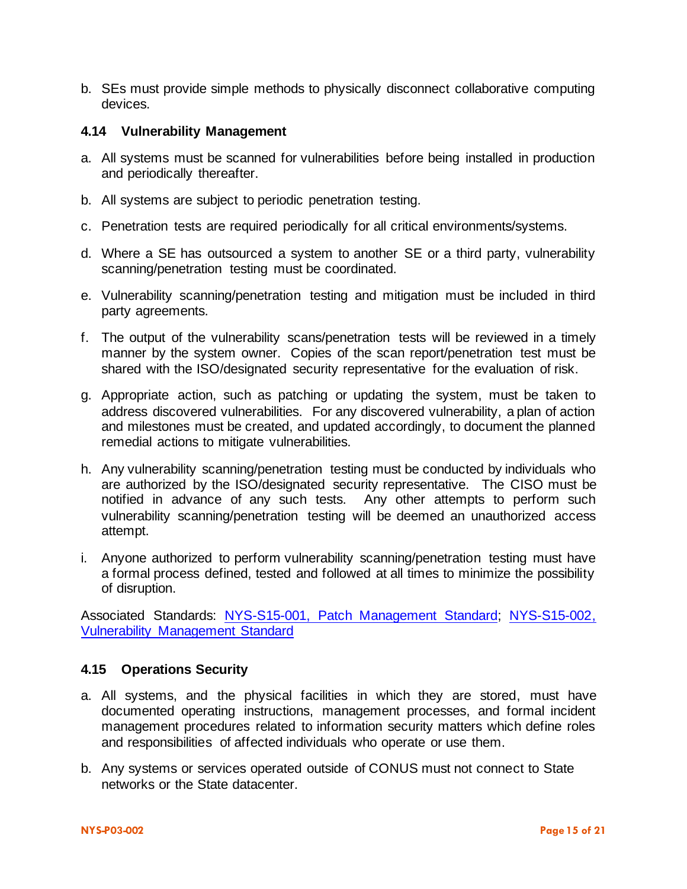b. SEs must provide simple methods to physically disconnect collaborative computing devices.

### 4.14 Vulnerability Management

a. All systems must be scanned for vulnerabilities before being installed in production and periodically thereafter.

b. All systems are subject to periodic penetration testing.

c. Penetration tests are required periodically for all critical environments/systems.

d. Where a SE has outsourced a system to another SE or a third party, vulnerability scanning/penetration testing must be coordinated.

e. Vulnerability scanning/penetration testing and mitigation must be included in third party agreements.

f. The output of the vulnerability scans/penetration tests will be reviewed in a timely manner by the system owner. Copies of the scan report/penetration test must be shared with the ISO/designated security representative for the evaluation of risk.

g. Appropriate action, such as patching or updating the system, must be taken to address discovered vulnerabilities. For any discovered vulnerability, a plan of action and milestones must be created, and updated accordingly, to document the planned remedial actions to mitigate vulnerabilities.

h. Any vulnerability scanning/penetration testing must be conducted by individuals who are authorized by the ISO/designated security representative. The CISO must be notified in advance of any such tests. Any other attempts to perform such vulnerability scanning/penetration testing will be deemed an unauthorized access attempt.

i. Anyone authorized to perform vulnerability scanning/penetration testing must have a formal process defined, tested and followed at all times to minimize the possibility of disruption.

Associated Standards: NYS-S15-001, Patch Management Standard; NYS-S15-002, Vulnerability Management Standard

### 4.15 Operations Security

a. All systems, and the physical facilities in which they are stored, must have documented operating instructions, management processes, and formal incident management procedures related to information security matters which define roles and responsibilities of affected individuals who operate or use them.

b. Any systems or services operated outside of CONUS must not connect to State networks or the State datacenter.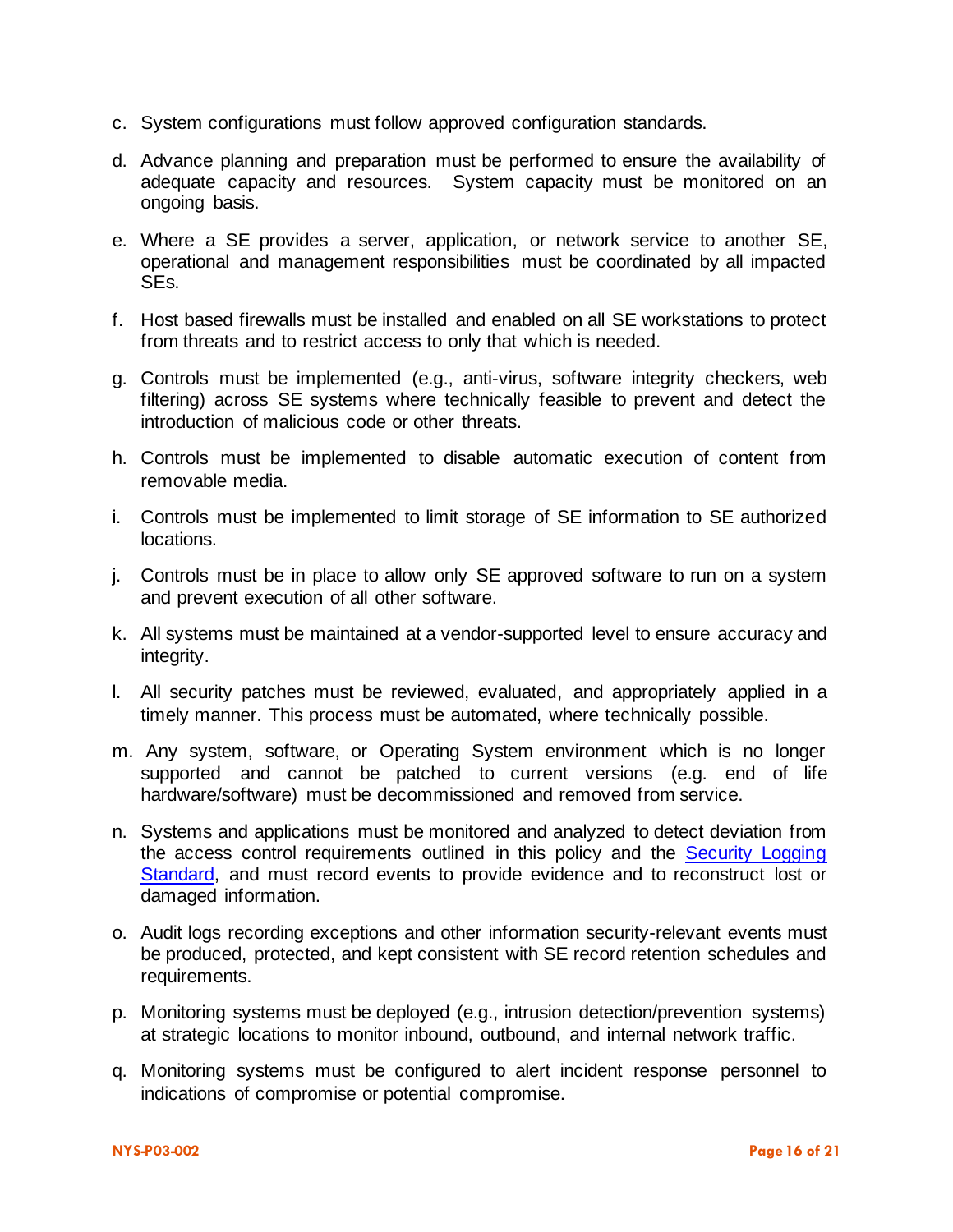c. System configurations must follow approved configuration standards.

d. Advance planning and preparation must be performed to ensure the availability of adequate capacity and resources. System capacity must be monitored on an ongoing basis.

e. Where a SE provides a server, application, or network service to another SE, operational and management responsibilities must be coordinated by all impacted SEs.

f. Host based firewalls must be installed and enabled on all SE workstations to protect from threats and to restrict access to only that which is needed.

g. Controls must be implemented (e.g., anti-virus, software integrity checkers, web filtering) across SE systems where technically feasible to prevent and detect the introduction of malicious code or other threats.

h. Controls must be implemented to disable automatic execution of content from removable media.

i. Controls must be implemented to limit storage of SE information to SE authorized locations.

j. Controls must be in place to allow only SE approved software to run on a system and prevent execution of all other software.

k. All systems must be maintained at a vendor-supported level to ensure accuracy and integrity.

l. All security patches must be reviewed, evaluated, and appropriately applied in a timely manner. This process must be automated, where technically possible.

m. Any system, software, or Operating System environment which is no longer supported and cannot be patched to current versions (e.g. end of life hardware/software) must be decommissioned and removed from service.

n. Systems and applications must be monitored and analyzed to detect deviation from the access control requirements outlined in this policy and the Security Logging Standard, and must record events to provide evidence and to reconstruct lost or damaged information.

o. Audit logs recording exceptions and other information security-relevant events must be produced, protected, and kept consistent with SE record retention schedules and requirements.

p. Monitoring systems must be deployed (e.g., intrusion detection/prevention systems) at strategic locations to monitor inbound, outbound, and internal network traffic.

q. Monitoring systems must be configured to alert incident response personnel to indications of compromise or potential compromise.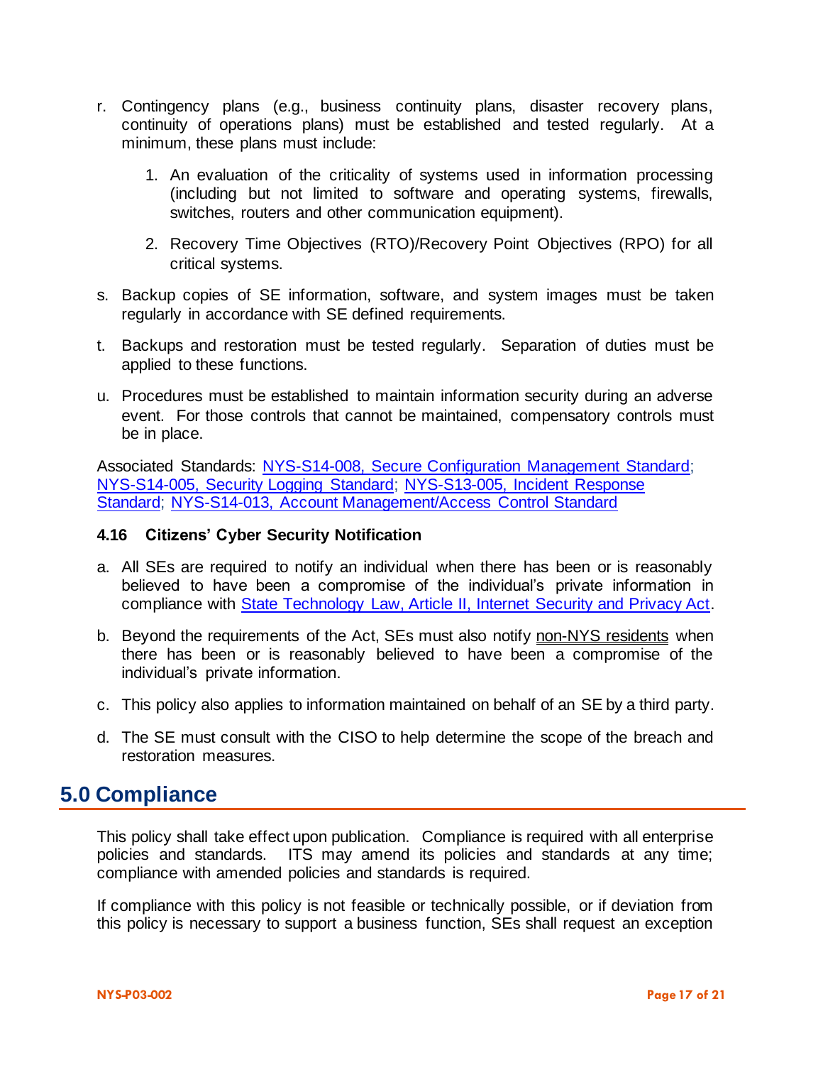r. Contingency plans (e.g., business continuity plans, disaster recovery plans, continuity of operations plans) must be established and tested regularly. At a minimum, these plans must include:

   1. An evaluation of the criticality of systems used in information processing (including but not limited to software and operating systems, firewalls, switches, routers and other communication equipment).

   2. Recovery Time Objectives (RTO)/Recovery Point Objectives (RPO) for all critical systems.

s. Backup copies of SE information, software, and system images must be taken regularly in accordance with SE defined requirements.

t. Backups and restoration must be tested regularly. Separation of duties must be applied to these functions.

u. Procedures must be established to maintain information security during an adverse event. For those controls that cannot be maintained, compensatory controls must be in place.

Associated Standards: NYS-S14-008, Secure Configuration Management Standard; NYS-S14-005, Security Logging Standard; NYS-S13-005, Incident Response Standard; NYS-S14-013, Account Management/Access Control Standard

### 4.16 Citizens' Cyber Security Notification

a. All SEs are required to notify an individual when there has been or is reasonably believed to have been a compromise of the individual's private information in compliance with State Technology Law, Article II, Internet Security and Privacy Act.

b. Beyond the requirements of the Act, SEs must also notify non-NYS residents when there has been or is reasonably believed to have been a compromise of the individual's private information.

c. This policy also applies to information maintained on behalf of an SE by a third party.

d. The SE must consult with the CISO to help determine the scope of the breach and restoration measures.

## 5.0 Compliance

This policy shall take effect upon publication. Compliance is required with all enterprise policies and standards. ITS may amend its policies and standards at any time; compliance with amended policies and standards is required.

If compliance with this policy is not feasible or technically possible, or if deviation from this policy is necessary to support a business function, SEs shall request an exception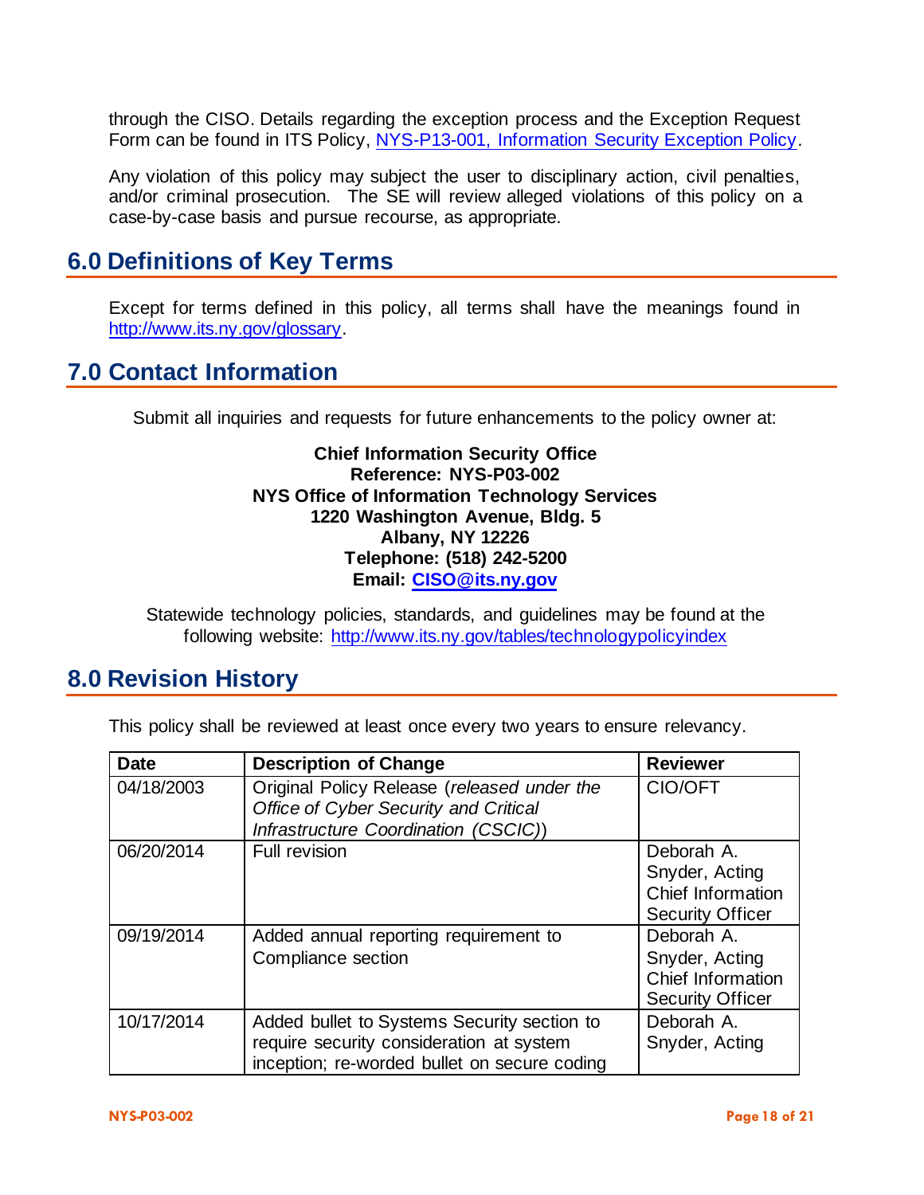through the CISO. Details regarding the exception process and the Exception Request Form can be found in ITS Policy, [NYS-P13-001, Information Security Exception Policy](NYS-P13-001, Information Security Exception Policy).

Any violation of this policy may subject the user to disciplinary action, civil penalties, and/or criminal prosecution. The SE will review alleged violations of this policy on a case-by-case basis and pursue recourse, as appropriate.

## 6.0 Definitions of Key Terms

Except for terms defined in this policy, all terms shall have the meanings found in http://www.its.ny.gov/glossary.

## 7.0 Contact Information

Submit all inquiries and requests for future enhancements to the policy owner at:

**Chief Information Security Office**
**Reference: NYS-P03-002**
**NYS Office of Information Technology Services**
**1220 Washington Avenue, Bldg. 5**
**Albany, NY 12226**
**Telephone: (518) 242-5200**
**Email: CISO@its.ny.gov**

Statewide technology policies, standards, and guidelines may be found at the following website: http://www.its.ny.gov/tables/technologypolicyindex

## 8.0 Revision History

This policy shall be reviewed at least once every two years to ensure relevancy.

| Date | Description of Change | Reviewer |
|---|---|---|
| 04/18/2003 | Original Policy Release (*released under the Office of Cyber Security and Critical Infrastructure Coordination (CSCIC)*) | CIO/OFT |
| 06/20/2014 | Full revision | Deborah A. Snyder, Acting Chief Information Security Officer |
| 09/19/2014 | Added annual reporting requirement to Compliance section | Deborah A. Snyder, Acting Chief Information Security Officer |
| 10/17/2014 | Added bullet to Systems Security section to require security consideration at system inception; re-worded bullet on secure coding | Deborah A. Snyder, Acting |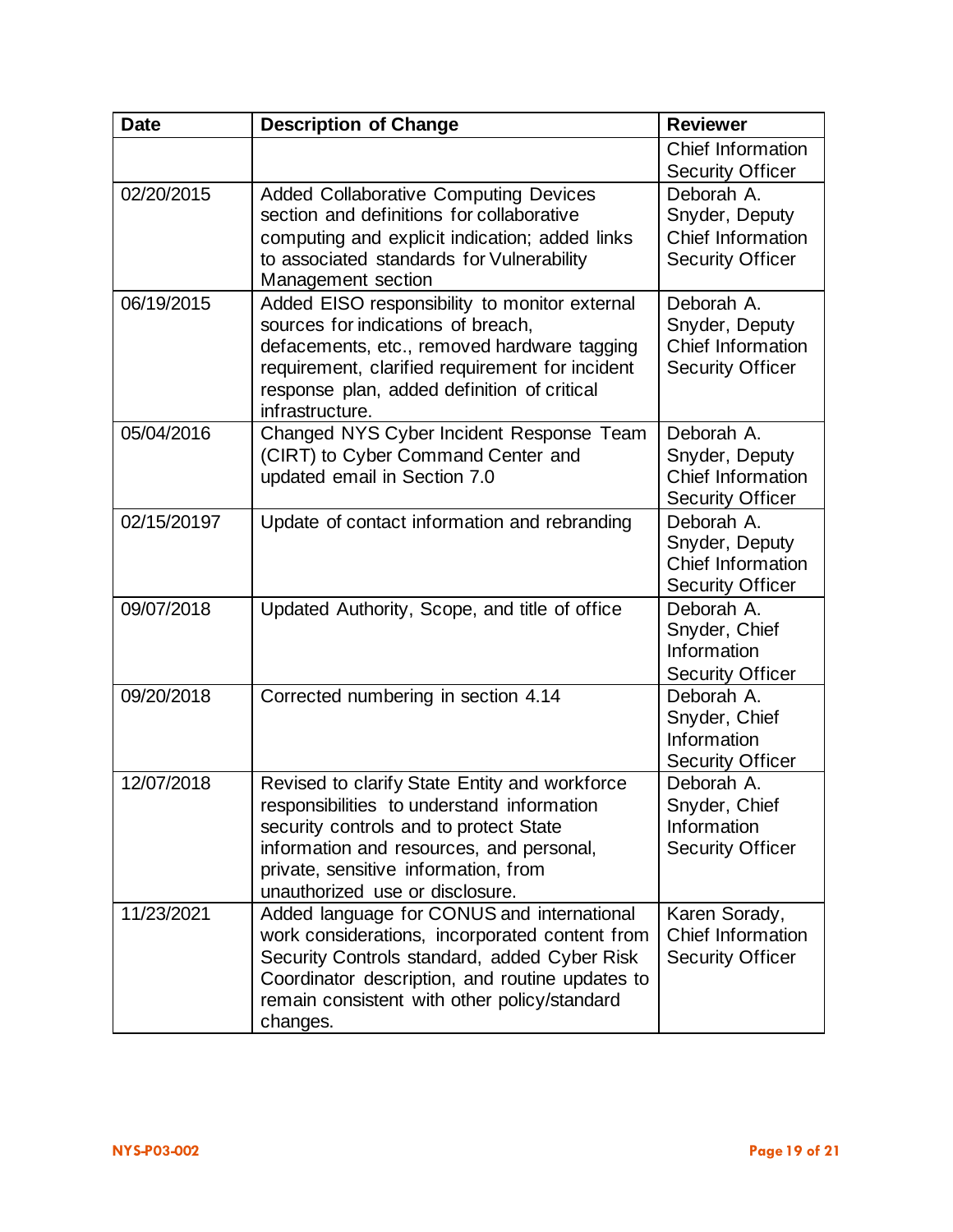| Date | Description of Change | Reviewer |
|---|---|---|
| | | Chief Information Security Officer |
| 02/20/2015 | Added Collaborative Computing Devices section and definitions for collaborative computing and explicit indication; added links to associated standards for Vulnerability Management section | Deborah A. Snyder, Deputy Chief Information Security Officer |
| 06/19/2015 | Added EISO responsibility to monitor external sources for indications of breach, defacements, etc., removed hardware tagging requirement, clarified requirement for incident response plan, added definition of critical infrastructure. | Deborah A. Snyder, Deputy Chief Information Security Officer |
| 05/04/2016 | Changed NYS Cyber Incident Response Team (CIRT) to Cyber Command Center and updated email in Section 7.0 | Deborah A. Snyder, Deputy Chief Information Security Officer |
| 02/15/20197 | Update of contact information and rebranding | Deborah A. Snyder, Deputy Chief Information Security Officer |
| 09/07/2018 | Updated Authority, Scope, and title of office | Deborah A. Snyder, Chief Information Security Officer |
| 09/20/2018 | Corrected numbering in section 4.14 | Deborah A. Snyder, Chief Information Security Officer |
| 12/07/2018 | Revised to clarify State Entity and workforce responsibilities to understand information security controls and to protect State information and resources, and personal, private, sensitive information, from unauthorized use or disclosure. | Deborah A. Snyder, Chief Information Security Officer |
| 11/23/2021 | Added language for CONUS and international work considerations, incorporated content from Security Controls standard, added Cyber Risk Coordinator description, and routine updates to remain consistent with other policy/standard changes. | Karen Sorady, Chief Information Security Officer |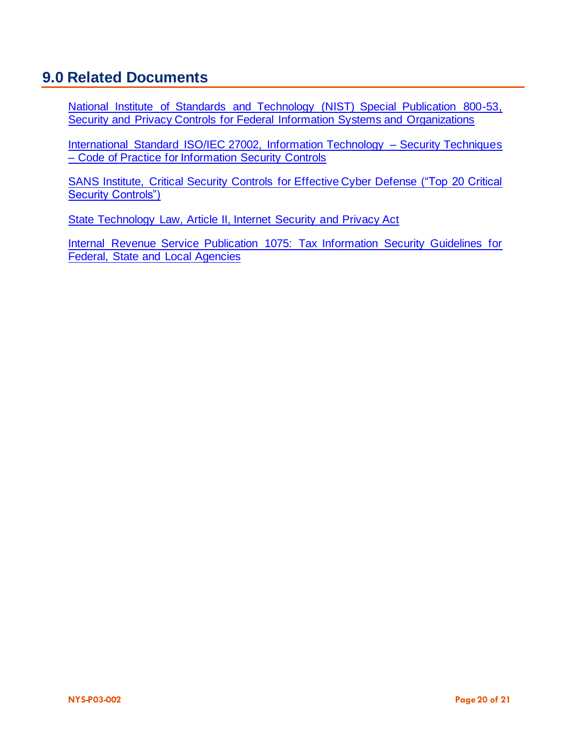## 9.0 Related Documents

National Institute of Standards and Technology (NIST) Special Publication 800-53, Security and Privacy Controls for Federal Information Systems and Organizations

International Standard ISO/IEC 27002, Information Technology – Security Techniques – Code of Practice for Information Security Controls

SANS Institute, Critical Security Controls for Effective Cyber Defense ("Top 20 Critical Security Controls")

State Technology Law, Article II, Internet Security and Privacy Act

Internal Revenue Service Publication 1075: Tax Information Security Guidelines for Federal, State and Local Agencies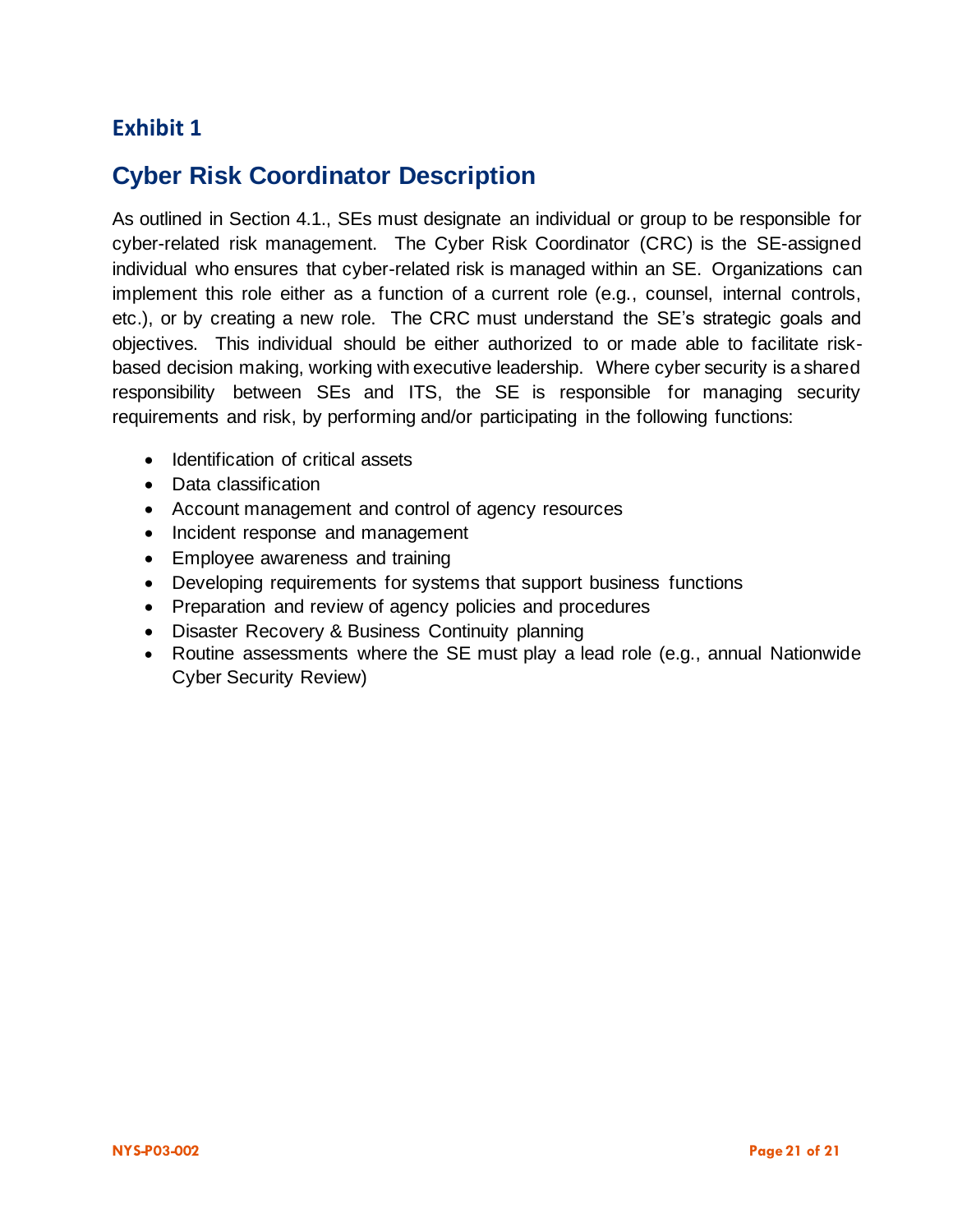## Exhibit 1

# Cyber Risk Coordinator Description

As outlined in Section 4.1., SEs must designate an individual or group to be responsible for cyber-related risk management. The Cyber Risk Coordinator (CRC) is the SE-assigned individual who ensures that cyber-related risk is managed within an SE. Organizations can implement this role either as a function of a current role (e.g., counsel, internal controls, etc.), or by creating a new role. The CRC must understand the SE's strategic goals and objectives. This individual should be either authorized to or made able to facilitate risk-based decision making, working with executive leadership. Where cyber security is a shared responsibility between SEs and ITS, the SE is responsible for managing security requirements and risk, by performing and/or participating in the following functions:

- Identification of critical assets
- Data classification
- Account management and control of agency resources
- Incident response and management
- Employee awareness and training
- Developing requirements for systems that support business functions
- Preparation and review of agency policies and procedures
- Disaster Recovery & Business Continuity planning
- Routine assessments where the SE must play a lead role (e.g., annual Nationwide Cyber Security Review)